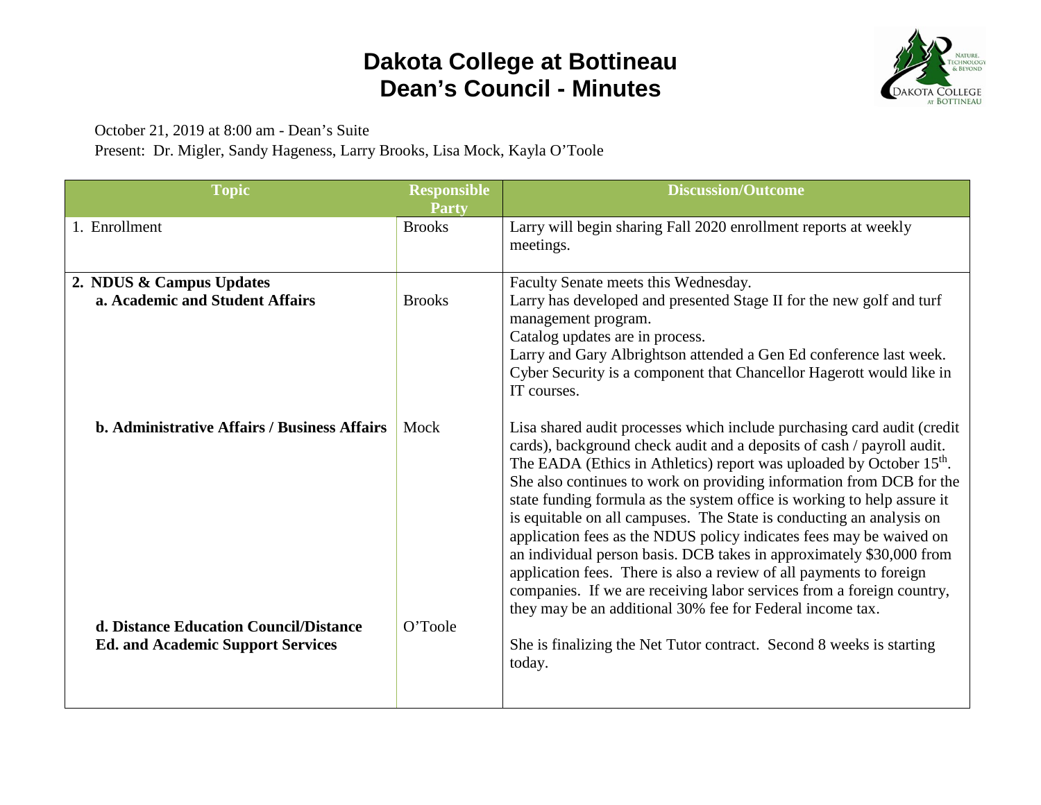# Dakota College at Bottineau
# Dean's Council - Minutes

October 21, 2019 at 8:00 am - Dean's Suite
Present: Dr. Migler, Sandy Hageness, Larry Brooks, Lisa Mock, Kayla O'Toole

| Topic | Responsible Party | Discussion/Outcome |
|---|---|---|
| 1. Enrollment | Brooks | Larry will begin sharing Fall 2020 enrollment reports at weekly meetings. |
| **2. NDUS & Campus Updates**<br>**a. Academic and Student Affairs** | Brooks | Faculty Senate meets this Wednesday.<br>Larry has developed and presented Stage II for the new golf and turf management program.<br>Catalog updates are in process.<br>Larry and Gary Albrightson attended a Gen Ed conference last week.<br>Cyber Security is a component that Chancellor Hagerott would like in IT courses. |
| **b. Administrative Affairs / Business Affairs** | Mock | Lisa shared audit processes which include purchasing card audit (credit cards), background check audit and a deposits of cash / payroll audit. The EADA (Ethics in Athletics) report was uploaded by October 15th. She also continues to work on providing information from DCB for the state funding formula as the system office is working to help assure it is equitable on all campuses. The State is conducting an analysis on application fees as the NDUS policy indicates fees may be waived on an individual person basis. DCB takes in approximately $30,000 from application fees. There is also a review of all payments to foreign companies. If we are receiving labor services from a foreign country, they may be an additional 30% fee for Federal income tax. |
| **d. Distance Education Council/Distance Ed. and Academic Support Services** | O'Toole | She is finalizing the Net Tutor contract. Second 8 weeks is starting today. |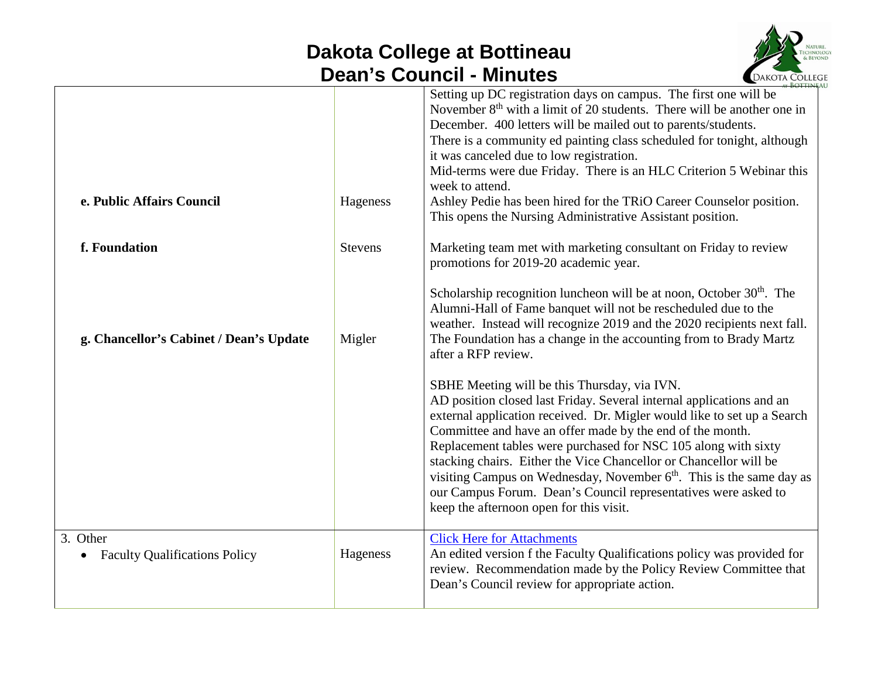# Dakota College at Bottineau
# Dean's Council - Minutes

| | | |
|---|---|---|
| | | Setting up DC registration days on campus. The first one will be November 8th with a limit of 20 students. There will be another one in December. 400 letters will be mailed out to parents/students. There is a community ed painting class scheduled for tonight, although it was canceled due to low registration. Mid-terms were due Friday. There is an HLC Criterion 5 Webinar this week to attend. |
| **e. Public Affairs Council** | Hageness | Ashley Pedie has been hired for the TRiO Career Counselor position. This opens the Nursing Administrative Assistant position. |
| **f. Foundation** | Stevens | Marketing team met with marketing consultant on Friday to review promotions for 2019-20 academic year. <br><br> Scholarship recognition luncheon will be at noon, October 30th. The Alumni-Hall of Fame banquet will not be rescheduled due to the weather. Instead will recognize 2019 and the 2020 recipients next fall. The Foundation has a change in the accounting from to Brady Martz after a RFP review. |
| **g. Chancellor's Cabinet / Dean's Update** | Migler | SBHE Meeting will be this Thursday, via IVN. AD position closed last Friday. Several internal applications and an external application received. Dr. Migler would like to set up a Search Committee and have an offer made by the end of the month. Replacement tables were purchased for NSC 105 along with sixty stacking chairs. Either the Vice Chancellor or Chancellor will be visiting Campus on Wednesday, November 6th. This is the same day as our Campus Forum. Dean's Council representatives were asked to keep the afternoon open for this visit. |
| 3. Other <br> • Faculty Qualifications Policy | Hageness | [Click Here for Attachments] <br> An edited version f the Faculty Qualifications policy was provided for review. Recommendation made by the Policy Review Committee that Dean's Council review for appropriate action. |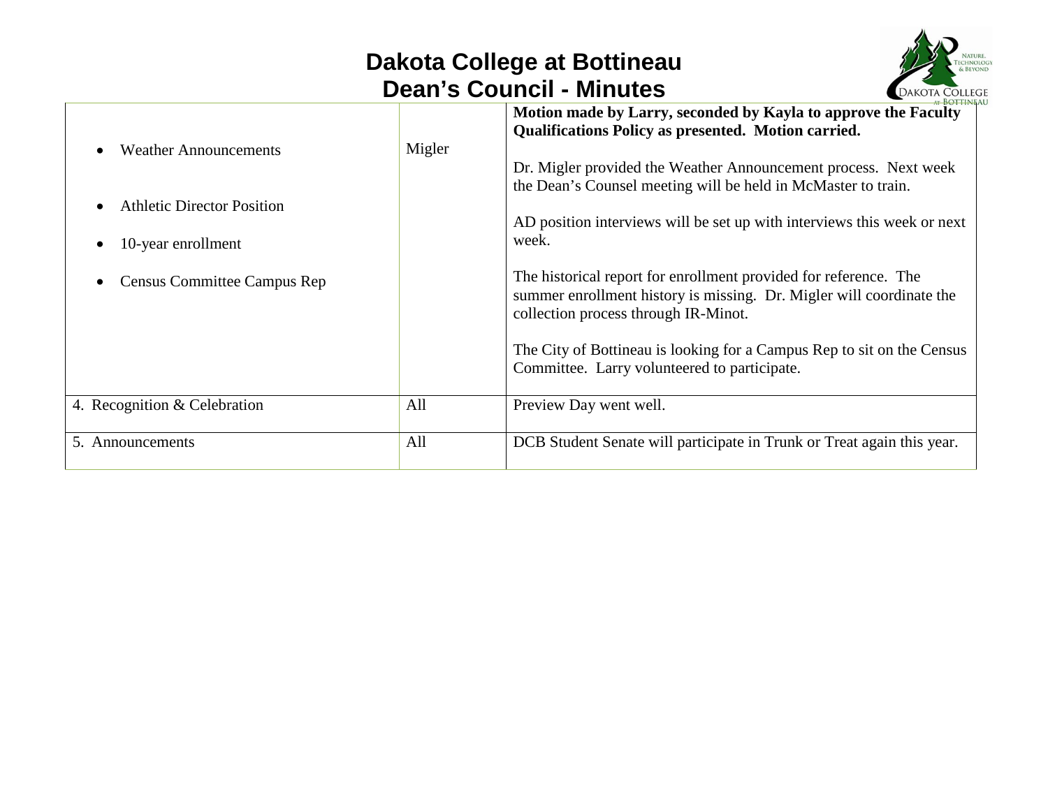# Dakota College at Bottineau
## Dean's Council - Minutes

| | | |
|---|---|---|
| • Weather Announcements<br><br>• Athletic Director Position<br><br>• 10-year enrollment<br><br>• Census Committee Campus Rep | Migler | **Motion made by Larry, seconded by Kayla to approve the Faculty Qualifications Policy as presented. Motion carried.**<br><br>Dr. Migler provided the Weather Announcement process. Next week the Dean's Counsel meeting will be held in McMaster to train.<br><br>AD position interviews will be set up with interviews this week or next week.<br><br>The historical report for enrollment provided for reference. The summer enrollment history is missing. Dr. Migler will coordinate the collection process through IR-Minot.<br><br>The City of Bottineau is looking for a Campus Rep to sit on the Census Committee. Larry volunteered to participate. |
| 4. Recognition & Celebration | All | Preview Day went well. |
| 5. Announcements | All | DCB Student Senate will participate in Trunk or Treat again this year. |